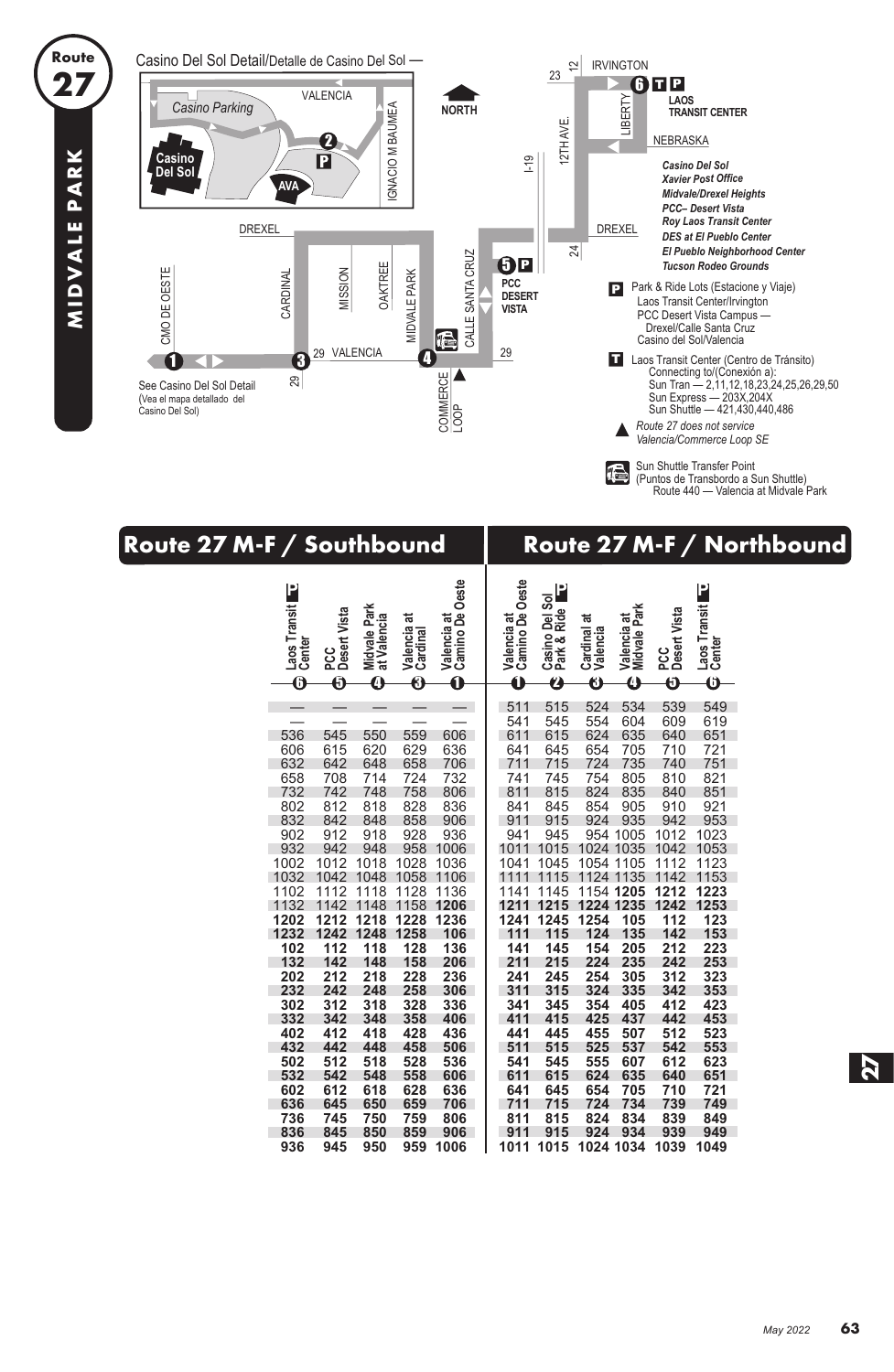# Route 27

## MIDVALE PARK

Casino Del Sol Detail/Detalle de Casino Del Sol —

Casino Parking, Casino Del Sol, AVA, VALENCIA, IGNACIO M BAUMEA

NORTH

IRVINGTON, LIBERTY, 12TH AVE., I-19, NEBRASKA, DREXEL, CMO DE OESTE, CARDINAL, MISSION, OAKTREE, MIDVALE PARK, CALLE SANTA CRUZ, VALENCIA, COMMERCE LOOP

**LAOS TRANSIT CENTER**

**PCC DESERT VISTA**

See Casino Del Sol Detail
(Vea el mapa detallado del Casino Del Sol)

*Casino Del Sol*
*Xavier Post Office*
*Midvale/Drexel Heights*
*PCC– Desert Vista*
*Roy Laos Transit Center*
*DES at El Pueblo Center*
*El Pueblo Neighborhood Center*
*Tucson Rodeo Grounds*

P — Park & Ride Lots (Estacione y Viaje)
Laos Transit Center/Irvington
PCC Desert Vista Campus — Drexel/Calle Santa Cruz
Casino del Sol/Valencia

T — Laos Transit Center (Centro de Tránsito)
Connecting to/(Conexión a):
Sun Tran — 2,11,12,18,23,24,25,26,29,50
Sun Express — 203X,204X
Sun Shuttle — 421,430,440,486

▲ *Route 27 does not service Valencia/Commerce Loop SE*

Sun Shuttle Transfer Point
(Puntos de Transbordo a Sun Shuttle)
Route 440 — Valencia at Midvale Park

## Route 27 M-F / Southbound

| Laos Transit Center (6) | PCC Desert Vista (5) | Midvale Park at Valencia (4) | Valencia at Cardinal (3) | Valencia at Camino De Oeste (1) |
|---|---|---|---|---|
| — | — | — | — | — |
| — | — | — | — | — |
| 536 | 545 | 550 | 559 | 606 |
| 606 | 615 | 620 | 629 | 636 |
| 632 | 642 | 648 | 658 | 706 |
| 658 | 708 | 714 | 724 | 732 |
| 732 | 742 | 748 | 758 | 806 |
| 802 | 812 | 818 | 828 | 836 |
| 832 | 842 | 848 | 858 | 906 |
| 902 | 912 | 918 | 928 | 936 |
| 932 | 942 | 948 | 958 | 1006 |
| 1002 | 1012 | 1018 | 1028 | 1036 |
| 1032 | 1042 | 1048 | 1058 | 1106 |
| 1102 | 1112 | 1118 | 1128 | 1136 |
| 1132 | 1142 | 1148 | 1158 | **1206** |
| **1202** | **1212** | **1218** | **1228** | **1236** |
| **1232** | **1242** | **1248** | **1258** | **106** |
| **102** | **112** | **118** | **128** | **136** |
| **132** | **142** | **148** | **158** | **206** |
| **202** | **212** | **218** | **228** | **236** |
| **232** | **242** | **248** | **258** | **306** |
| **302** | **312** | **318** | **328** | **336** |
| **332** | **342** | **348** | **358** | **406** |
| **402** | **412** | **418** | **428** | **436** |
| **432** | **442** | **448** | **458** | **506** |
| **502** | **512** | **518** | **528** | **536** |
| **532** | **542** | **548** | **558** | **606** |
| **602** | **612** | **618** | **628** | **636** |
| **636** | **645** | **650** | **659** | **706** |
| **736** | **745** | **750** | **759** | **806** |
| **836** | **845** | **850** | **859** | **906** |
| **936** | **945** | **950** | **959** | **1006** |

## Route 27 M-F / Northbound

| Valencia at Camino De Oeste (1) | Casino Del Sol Park & Ride (2) | Cardinal at Valencia (3) | Valencia at Midvale Park (4) | PCC Desert Vista (5) | Laos Transit Center (6) |
|---|---|---|---|---|---|
| 511 | 515 | 524 | 534 | 539 | 549 |
| 541 | 545 | 554 | 604 | 609 | 619 |
| 611 | 615 | 624 | 635 | 640 | 651 |
| 641 | 645 | 654 | 705 | 710 | 721 |
| 711 | 715 | 724 | 735 | 740 | 751 |
| 741 | 745 | 754 | 805 | 810 | 821 |
| 811 | 815 | 824 | 835 | 840 | 851 |
| 841 | 845 | 854 | 905 | 910 | 921 |
| 911 | 915 | 924 | 935 | 942 | 953 |
| 941 | 945 | 954 | 1005 | 1012 | 1023 |
| 1011 | 1015 | 1024 | 1035 | 1042 | 1053 |
| 1041 | 1045 | 1054 | 1105 | 1112 | 1123 |
| 1111 | 1115 | 1124 | 1135 | 1142 | 1153 |
| 1141 | 1145 | 1154 | **1205** | **1212** | **1223** |
| 1211 | **1215** | **1224** | **1235** | **1242** | **1253** |
| **1241** | **1245** | **1254** | **105** | **112** | **123** |
| **111** | **115** | **124** | **135** | **142** | **153** |
| **141** | **145** | **154** | **205** | **212** | **223** |
| **211** | **215** | **224** | **235** | **242** | **253** |
| **241** | **245** | **254** | **305** | **312** | **323** |
| **311** | **315** | **324** | **335** | **342** | **353** |
| **341** | **345** | **354** | **405** | **412** | **423** |
| **411** | **415** | **425** | **437** | **442** | **453** |
| **441** | **445** | **455** | **507** | **512** | **523** |
| **511** | **515** | **525** | **537** | **542** | **553** |
| **541** | **545** | **555** | **607** | **612** | **623** |
| **611** | **615** | **624** | **635** | **640** | **651** |
| **641** | **645** | **654** | **705** | **710** | **721** |
| **711** | **715** | **724** | **734** | **739** | **749** |
| **811** | **815** | **824** | **834** | **839** | **849** |
| **911** | **915** | **924** | **934** | **939** | **949** |
| **1011** | **1015** | **1024** | **1034** | **1039** | **1049** |

May 2022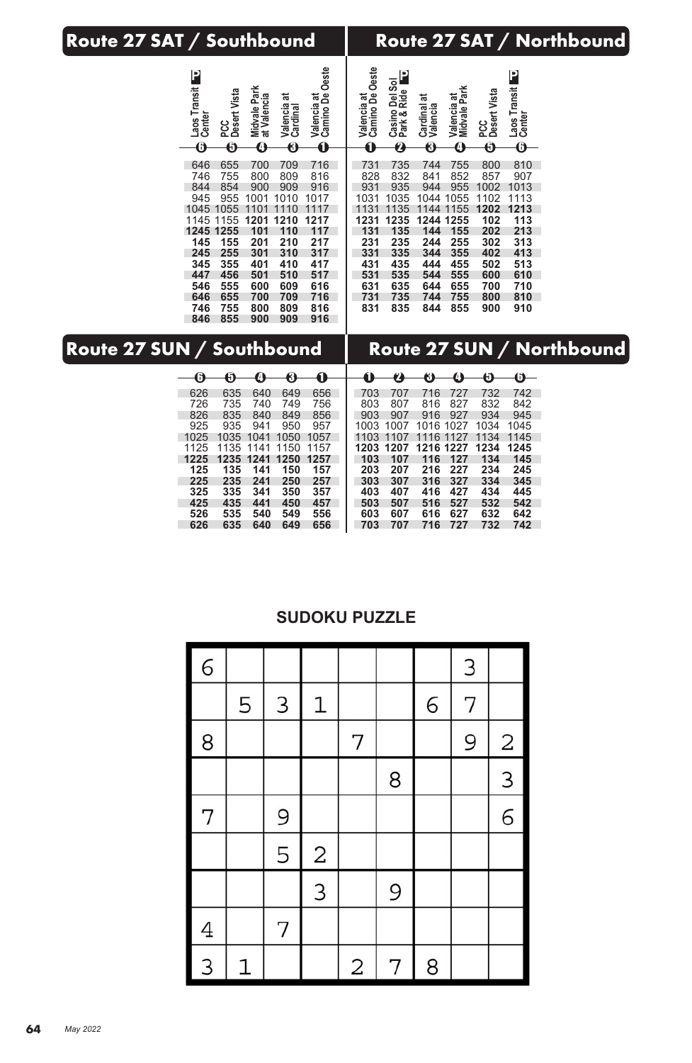## Route 27 SAT / Southbound

| Laos Transit Center ⑥ | PCC Desert Vista ⑤ | Midvale Park at Valencia ④ | Valencia at Cardinal ③ | Valencia at Camino De Oeste ① |
|---|---|---|---|---|
| 646 | 655 | 700 | 709 | 716 |
| 746 | 755 | 800 | 809 | 816 |
| 844 | 854 | 900 | 909 | 916 |
| 945 | 955 | 1001 | 1010 | 1017 |
| 1045 | 1055 | 1101 | 1110 | 1117 |
| 1145 | 1155 | **1201** | **1210** | **1217** |
| **1245** | **1255** | **101** | **110** | **117** |
| **145** | **155** | **201** | **210** | **217** |
| **245** | **255** | **301** | **310** | **317** |
| **345** | **355** | **401** | **410** | **417** |
| **447** | **456** | **501** | **510** | **517** |
| **546** | **555** | **600** | **609** | **616** |
| **646** | **655** | **700** | **709** | **716** |
| **746** | **755** | **800** | **809** | **816** |
| **846** | **855** | **900** | **909** | **916** |

## Route 27 SAT / Northbound

| Valencia at Camino De Oeste ① | Casino Del Sol Park & Ride ② | Cardinal at Valencia ③ | Valencia at Midvale Park ④ | PCC Desert Vista ⑤ | Laos Transit Center ⑥ |
|---|---|---|---|---|---|
| 731 | 735 | 744 | 755 | 800 | 810 |
| 828 | 832 | 841 | 852 | 857 | 907 |
| 931 | 935 | 944 | 955 | 1002 | 1013 |
| 1031 | 1035 | 1044 | 1055 | 1102 | 1113 |
| 1131 | 1135 | 1144 | 1155 | **1202** | **1213** |
| **1231** | **1235** | **1244** | **1255** | **102** | **113** |
| **131** | **135** | **144** | **155** | **202** | **213** |
| **231** | **235** | **244** | **255** | **302** | **313** |
| **331** | **335** | **344** | **355** | **402** | **413** |
| **431** | **435** | **444** | **455** | **502** | **513** |
| **531** | **535** | **544** | **555** | **600** | **610** |
| **631** | **635** | **644** | **655** | **700** | **710** |
| **731** | **735** | **744** | **755** | **800** | **810** |
| **831** | **835** | **844** | **855** | **900** | **910** |

## Route 27 SUN / Southbound

| ⑥ | ⑤ | ④ | ③ | ① |
|---|---|---|---|---|
| 626 | 635 | 640 | 649 | 656 |
| 726 | 735 | 740 | 749 | 756 |
| 826 | 835 | 840 | 849 | 856 |
| 925 | 935 | 941 | 950 | 957 |
| 1025 | 1035 | 1041 | 1050 | 1057 |
| 1125 | 1135 | 1141 | 1150 | 1157 |
| **1225** | **1235** | **1241** | **1250** | **1257** |
| **125** | **135** | **141** | **150** | **157** |
| **225** | **235** | **241** | **250** | **257** |
| **325** | **335** | **341** | **350** | **357** |
| **425** | **435** | **441** | **450** | **457** |
| **526** | **535** | **540** | **549** | **556** |
| **626** | **635** | **640** | **649** | **656** |

## Route 27 SUN / Northbound

| ① | ② | ③ | ④ | ⑤ | ⑥ |
|---|---|---|---|---|---|
| 703 | 707 | 716 | 727 | 732 | 742 |
| 803 | 807 | 816 | 827 | 832 | 842 |
| 903 | 907 | 916 | 927 | 934 | 945 |
| 1003 | 1007 | 1016 | 1027 | 1034 | 1045 |
| 1103 | 1107 | 1116 | 1127 | 1134 | 1145 |
| **1203** | **1207** | **1216** | **1227** | **1234** | **1245** |
| **103** | **107** | **116** | **127** | **134** | **145** |
| **203** | **207** | **216** | **227** | **234** | **245** |
| **303** | **307** | **316** | **327** | **334** | **345** |
| **403** | **407** | **416** | **427** | **434** | **445** |
| **503** | **507** | **516** | **527** | **532** | **542** |
| **603** | **607** | **616** | **627** | **632** | **642** |
| **703** | **707** | **716** | **727** | **732** | **742** |

## SUDOKU PUZZLE

| | | | | | | | | |
|---|---|---|---|---|---|---|---|---|
| 6 | | | | | | | 3 | |
| | 5 | 3 | 1 | | | 6 | 7 | |
| 8 | | | | 7 | | | 9 | 2 |
| | | | | | 8 | | | 3 |
| 7 | | 9 | | | | | | 6 |
| | | 5 | 2 | | | | | |
| | | | 3 | | 9 | | | |
| 4 | | 7 | | | | | | |
| 3 | 1 | | | 2 | 7 | 8 | | |

*May 2022*